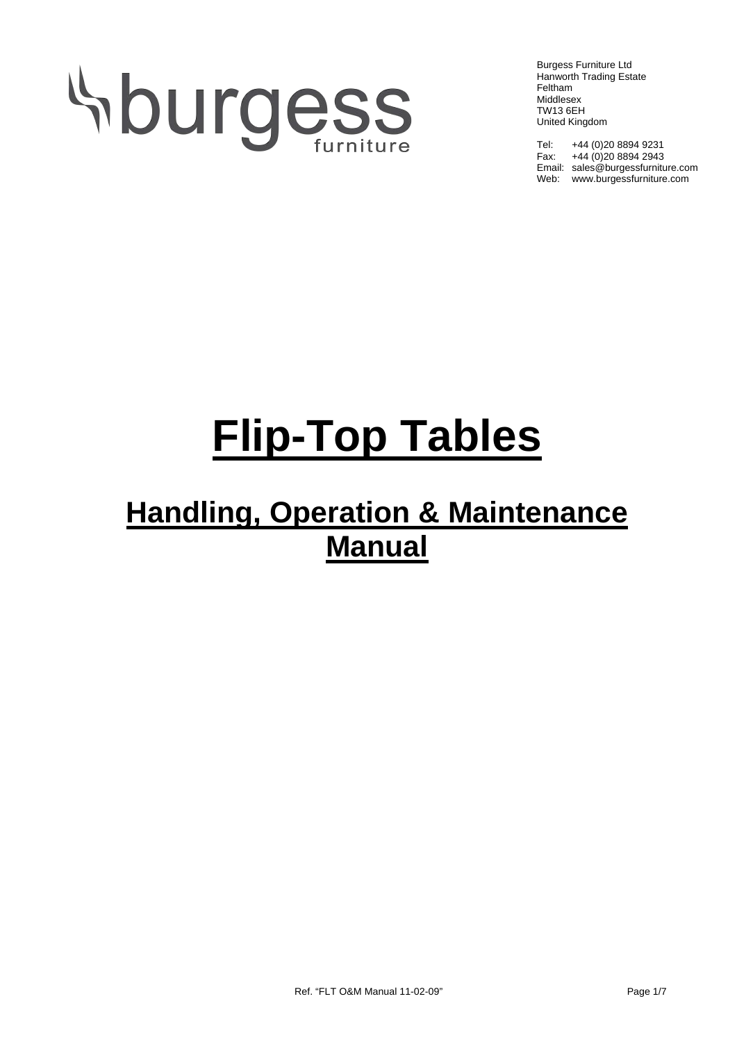burgess furniture

Burgess Furniture Ltd
Hanworth Trading Estate
Feltham
Middlesex
TW13 6EH
United Kingdom

Tel: +44 (0)20 8894 9231
Fax: +44 (0)20 8894 2943
Email: sales@burgessfurniture.com
Web: www.burgessfurniture.com

# Flip-Top Tables

## Handling, Operation & Maintenance Manual

Ref. "FLT O&M Manual 11-02-09"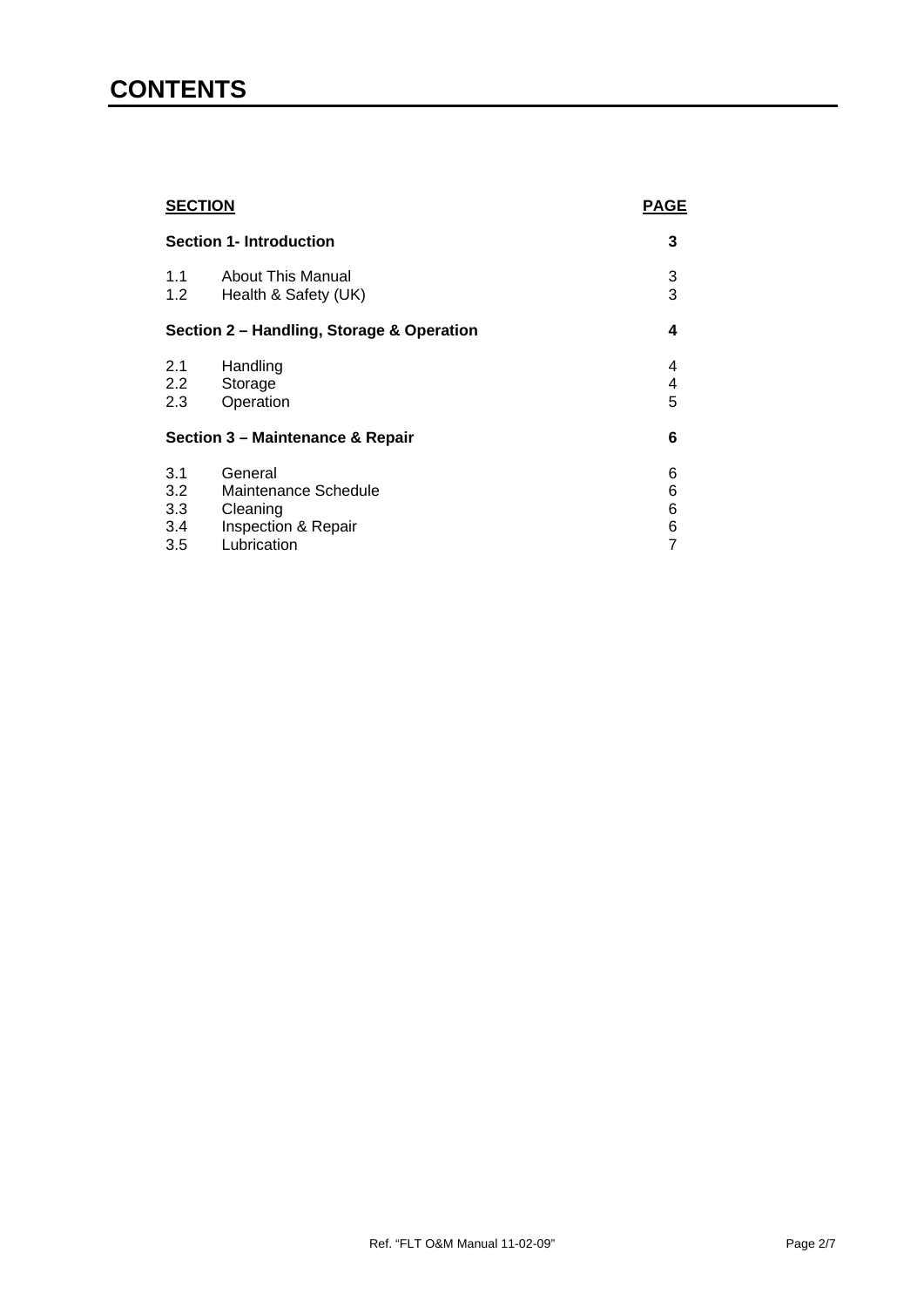# CONTENTS

| SECTION | | PAGE |
|---|---|---|
| **Section 1- Introduction** | | **3** |
| 1.1 | About This Manual | 3 |
| 1.2 | Health & Safety (UK) | 3 |
| **Section 2 – Handling, Storage & Operation** | | **4** |
| 2.1 | Handling | 4 |
| 2.2 | Storage | 4 |
| 2.3 | Operation | 5 |
| **Section 3 – Maintenance & Repair** | | **6** |
| 3.1 | General | 6 |
| 3.2 | Maintenance Schedule | 6 |
| 3.3 | Cleaning | 6 |
| 3.4 | Inspection & Repair | 6 |
| 3.5 | Lubrication | 7 |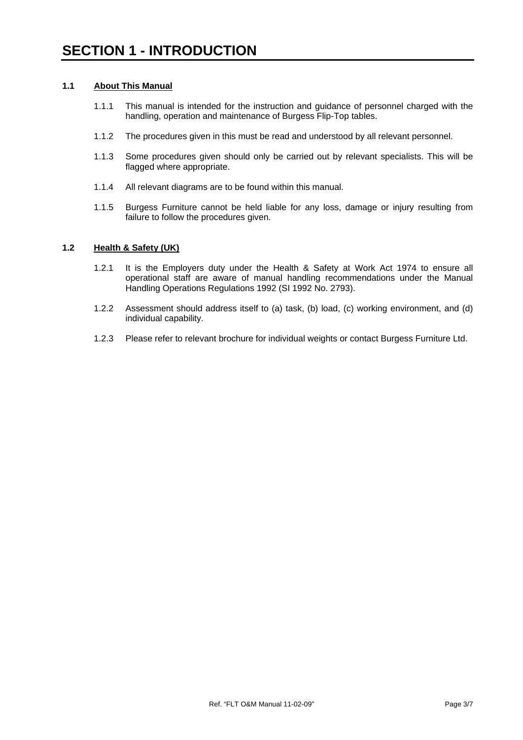# SECTION 1 - INTRODUCTION

## 1.1 About This Manual

1.1.1 This manual is intended for the instruction and guidance of personnel charged with the handling, operation and maintenance of Burgess Flip-Top tables.

1.1.2 The procedures given in this must be read and understood by all relevant personnel.

1.1.3 Some procedures given should only be carried out by relevant specialists. This will be flagged where appropriate.

1.1.4 All relevant diagrams are to be found within this manual.

1.1.5 Burgess Furniture cannot be held liable for any loss, damage or injury resulting from failure to follow the procedures given.

## 1.2 Health & Safety (UK)

1.2.1 It is the Employers duty under the Health & Safety at Work Act 1974 to ensure all operational staff are aware of manual handling recommendations under the Manual Handling Operations Regulations 1992 (SI 1992 No. 2793).

1.2.2 Assessment should address itself to (a) task, (b) load, (c) working environment, and (d) individual capability.

1.2.3 Please refer to relevant brochure for individual weights or contact Burgess Furniture Ltd.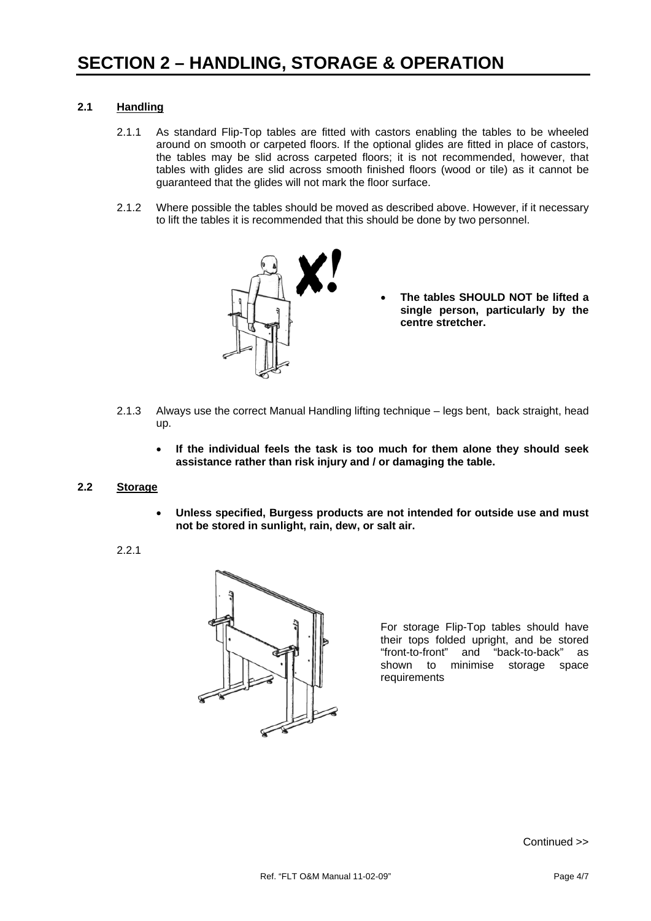# SECTION 2 – HANDLING, STORAGE & OPERATION

## 2.1 Handling

2.1.1 As standard Flip-Top tables are fitted with castors enabling the tables to be wheeled around on smooth or carpeted floors. If the optional glides are fitted in place of castors, the tables may be slid across carpeted floors; it is not recommended, however, that tables with glides are slid across smooth finished floors (wood or tile) as it cannot be guaranteed that the glides will not mark the floor surface.

2.1.2 Where possible the tables should be moved as described above. However, if it necessary to lift the tables it is recommended that this should be done by two personnel.

- **The tables SHOULD NOT be lifted a single person, particularly by the centre stretcher.**

2.1.3 Always use the correct Manual Handling lifting technique – legs bent, back straight, head up.

- **If the individual feels the task is too much for them alone they should seek assistance rather than risk injury and / or damaging the table.**

## 2.2 Storage

- **Unless specified, Burgess products are not intended for outside use and must not be stored in sunlight, rain, dew, or salt air.**

2.2.1

For storage Flip-Top tables should have their tops folded upright, and be stored "front-to-front" and "back-to-back" as shown to minimise storage space requirements

Continued >>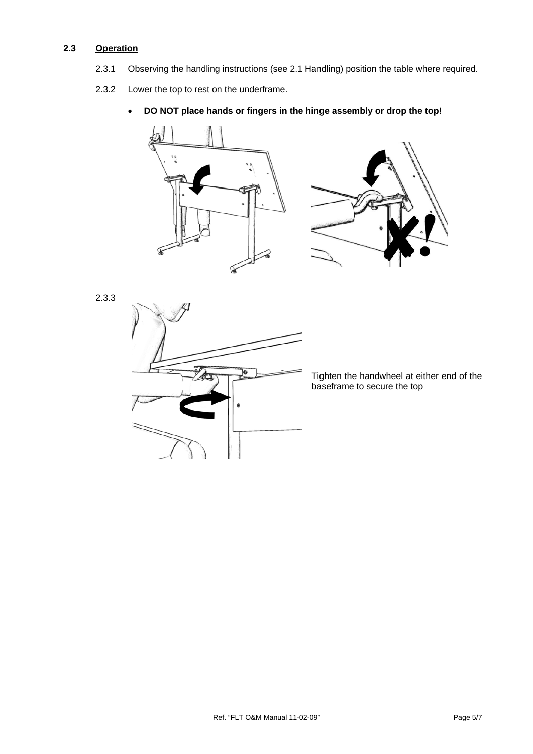## 2.3 Operation

2.3.1 Observing the handling instructions (see 2.1 Handling) position the table where required.

2.3.2 Lower the top to rest on the underframe.

- **DO NOT place hands or fingers in the hinge assembly or drop the top!**

2.3.3

Tighten the handwheel at either end of the baseframe to secure the top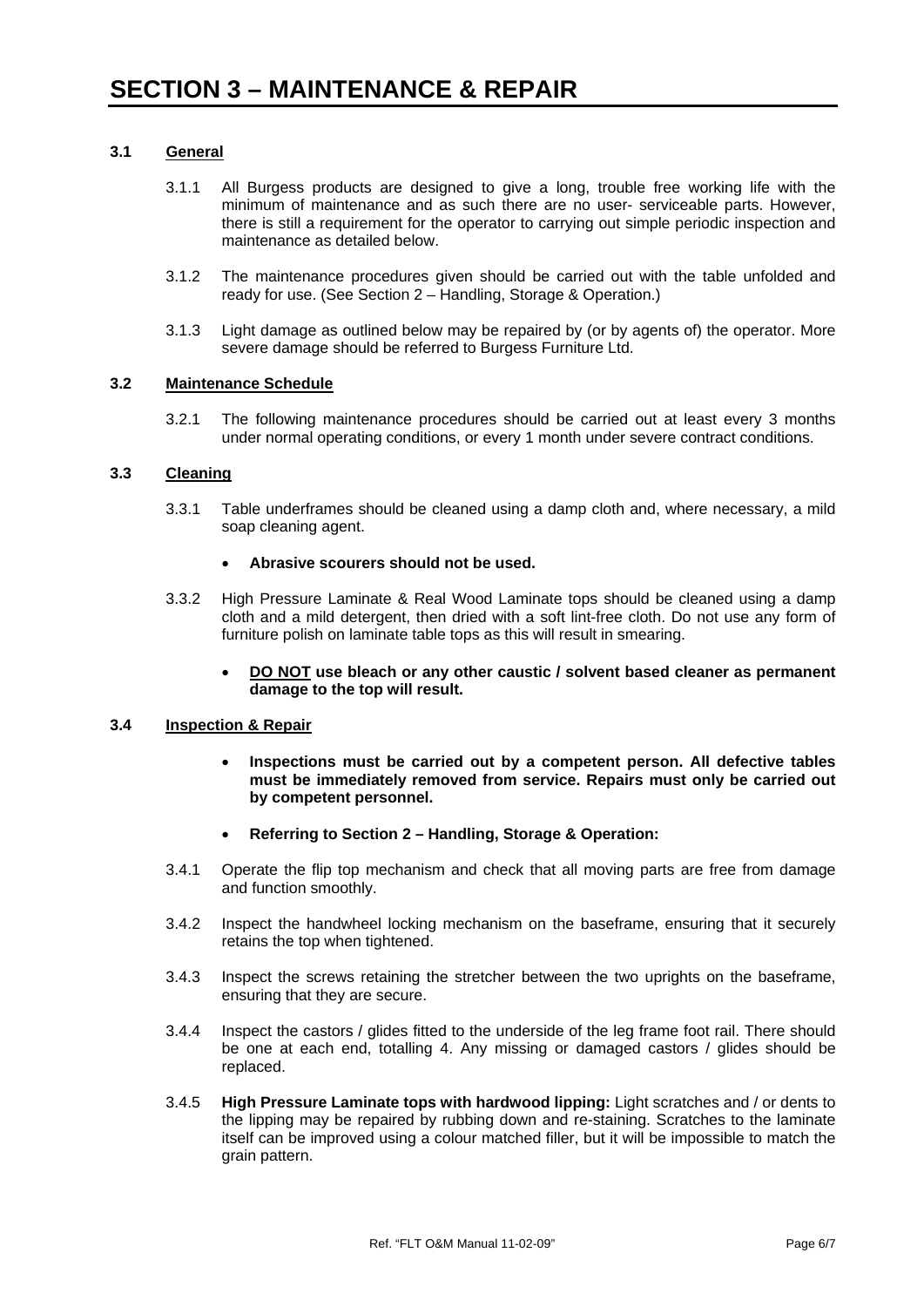# SECTION 3 – MAINTENANCE & REPAIR

## 3.1 General

3.1.1 All Burgess products are designed to give a long, trouble free working life with the minimum of maintenance and as such there are no user- serviceable parts. However, there is still a requirement for the operator to carrying out simple periodic inspection and maintenance as detailed below.

3.1.2 The maintenance procedures given should be carried out with the table unfolded and ready for use. (See Section 2 – Handling, Storage & Operation.)

3.1.3 Light damage as outlined below may be repaired by (or by agents of) the operator. More severe damage should be referred to Burgess Furniture Ltd.

## 3.2 Maintenance Schedule

3.2.1 The following maintenance procedures should be carried out at least every 3 months under normal operating conditions, or every 1 month under severe contract conditions.

## 3.3 Cleaning

3.3.1 Table underframes should be cleaned using a damp cloth and, where necessary, a mild soap cleaning agent.

- **Abrasive scourers should not be used.**

3.3.2 High Pressure Laminate & Real Wood Laminate tops should be cleaned using a damp cloth and a mild detergent, then dried with a soft lint-free cloth. Do not use any form of furniture polish on laminate table tops as this will result in smearing.

- **DO NOT use bleach or any other caustic / solvent based cleaner as permanent damage to the top will result.**

## 3.4 Inspection & Repair

- **Inspections must be carried out by a competent person. All defective tables must be immediately removed from service. Repairs must only be carried out by competent personnel.**
- **Referring to Section 2 – Handling, Storage & Operation:**

3.4.1 Operate the flip top mechanism and check that all moving parts are free from damage and function smoothly.

3.4.2 Inspect the handwheel locking mechanism on the baseframe, ensuring that it securely retains the top when tightened.

3.4.3 Inspect the screws retaining the stretcher between the two uprights on the baseframe, ensuring that they are secure.

3.4.4 Inspect the castors / glides fitted to the underside of the leg frame foot rail. There should be one at each end, totalling 4. Any missing or damaged castors / glides should be replaced.

3.4.5 **High Pressure Laminate tops with hardwood lipping:** Light scratches and / or dents to the lipping may be repaired by rubbing down and re-staining. Scratches to the laminate itself can be improved using a colour matched filler, but it will be impossible to match the grain pattern.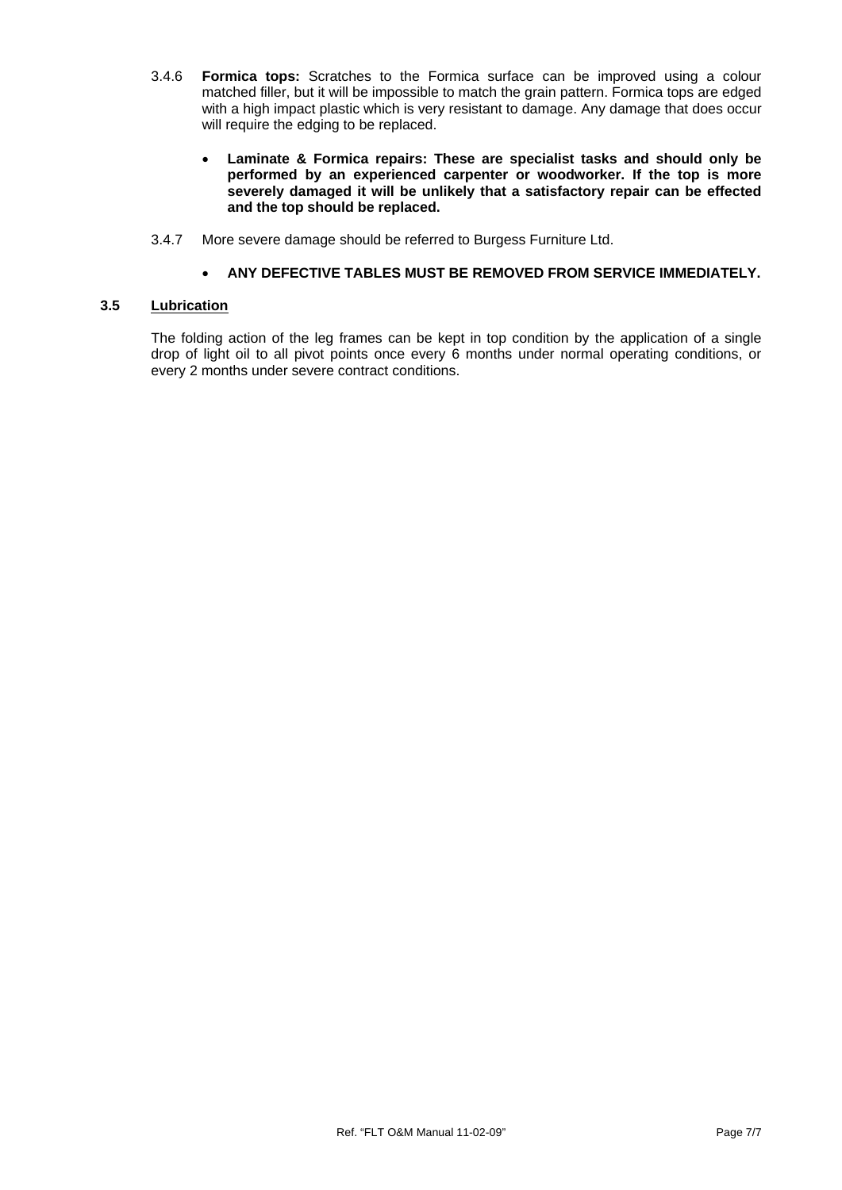3.4.6 **Formica tops:** Scratches to the Formica surface can be improved using a colour matched filler, but it will be impossible to match the grain pattern. Formica tops are edged with a high impact plastic which is very resistant to damage. Any damage that does occur will require the edging to be replaced.

- **Laminate & Formica repairs: These are specialist tasks and should only be performed by an experienced carpenter or woodworker. If the top is more severely damaged it will be unlikely that a satisfactory repair can be effected and the top should be replaced.**

3.4.7 More severe damage should be referred to Burgess Furniture Ltd.

- **ANY DEFECTIVE TABLES MUST BE REMOVED FROM SERVICE IMMEDIATELY.**

### 3.5 Lubrication

The folding action of the leg frames can be kept in top condition by the application of a single drop of light oil to all pivot points once every 6 months under normal operating conditions, or every 2 months under severe contract conditions.